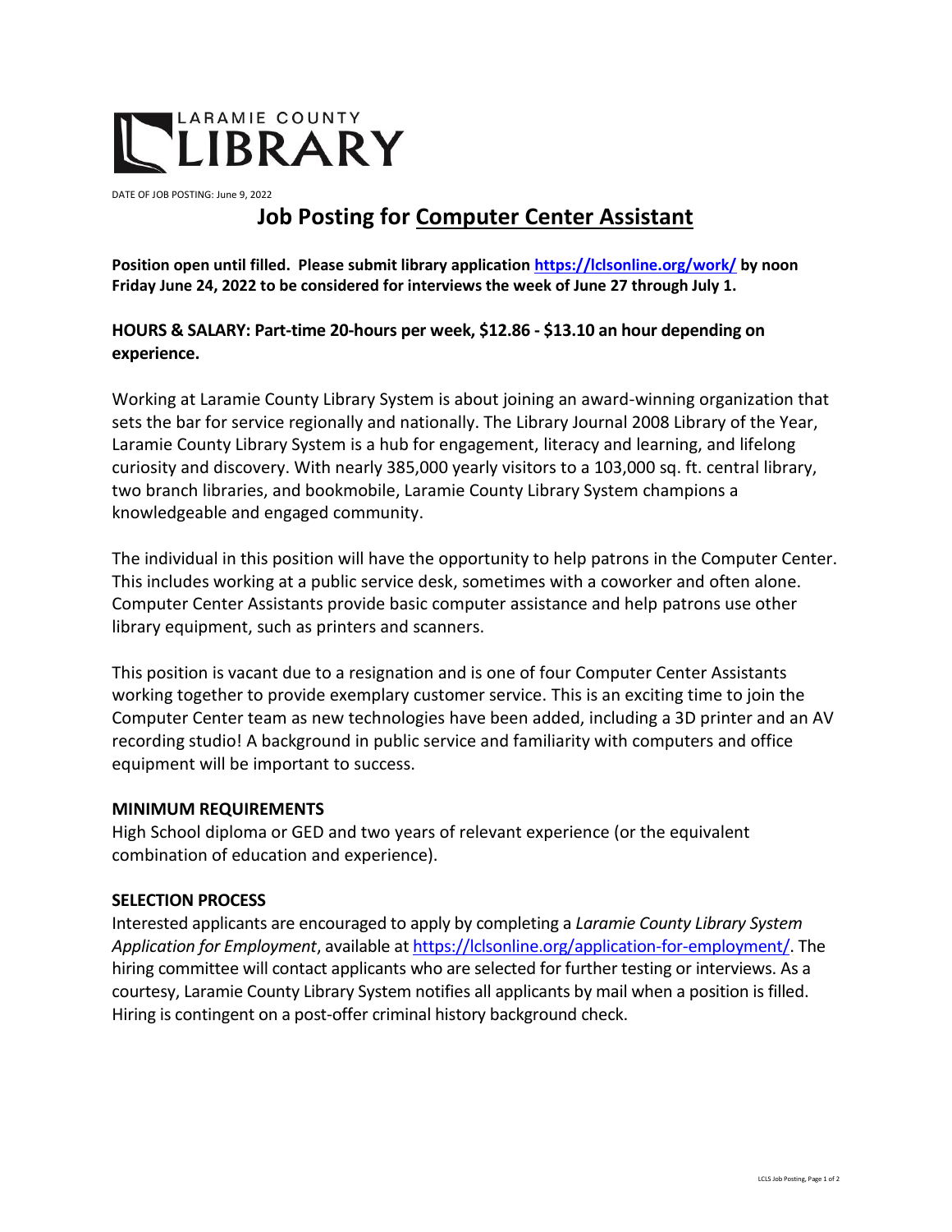LARAMIE COUNTY
LIBRARY

DATE OF JOB POSTING: June 9, 2022

# Job Posting for Computer Center Assistant

**Position open until filled. Please submit library application https://lclsonline.org/work/ by noon Friday June 24, 2022 to be considered for interviews the week of June 27 through July 1.**

**HOURS & SALARY: Part-time 20-hours per week, $12.86 - $13.10 an hour depending on experience.**

Working at Laramie County Library System is about joining an award-winning organization that sets the bar for service regionally and nationally. The Library Journal 2008 Library of the Year, Laramie County Library System is a hub for engagement, literacy and learning, and lifelong curiosity and discovery. With nearly 385,000 yearly visitors to a 103,000 sq. ft. central library, two branch libraries, and bookmobile, Laramie County Library System champions a knowledgeable and engaged community.

The individual in this position will have the opportunity to help patrons in the Computer Center. This includes working at a public service desk, sometimes with a coworker and often alone. Computer Center Assistants provide basic computer assistance and help patrons use other library equipment, such as printers and scanners.

This position is vacant due to a resignation and is one of four Computer Center Assistants working together to provide exemplary customer service. This is an exciting time to join the Computer Center team as new technologies have been added, including a 3D printer and an AV recording studio! A background in public service and familiarity with computers and office equipment will be important to success.

**MINIMUM REQUIREMENTS**

High School diploma or GED and two years of relevant experience (or the equivalent combination of education and experience).

**SELECTION PROCESS**

Interested applicants are encouraged to apply by completing a *Laramie County Library System Application for Employment*, available at https://lclsonline.org/application-for-employment/. The hiring committee will contact applicants who are selected for further testing or interviews. As a courtesy, Laramie County Library System notifies all applicants by mail when a position is filled. Hiring is contingent on a post-offer criminal history background check.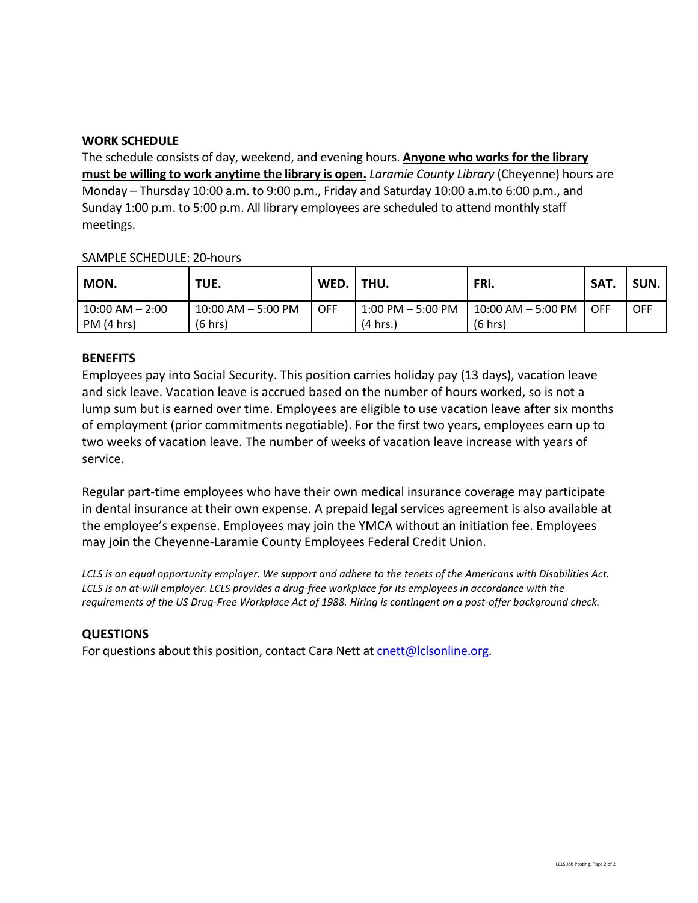## WORK SCHEDULE

The schedule consists of day, weekend, and evening hours. **Anyone who works for the library must be willing to work anytime the library is open.** *Laramie County Library* (Cheyenne) hours are Monday – Thursday 10:00 a.m. to 9:00 p.m., Friday and Saturday 10:00 a.m.to 6:00 p.m., and Sunday 1:00 p.m. to 5:00 p.m. All library employees are scheduled to attend monthly staff meetings.

SAMPLE SCHEDULE: 20-hours

| MON. | TUE. | WED. | THU. | FRI. | SAT. | SUN. |
|---|---|---|---|---|---|---|
| 10:00 AM – 2:00 PM (4 hrs) | 10:00 AM – 5:00 PM (6 hrs) | OFF | 1:00 PM – 5:00 PM (4 hrs.) | 10:00 AM – 5:00 PM (6 hrs) | OFF | OFF |

## BENEFITS

Employees pay into Social Security. This position carries holiday pay (13 days), vacation leave and sick leave. Vacation leave is accrued based on the number of hours worked, so is not a lump sum but is earned over time. Employees are eligible to use vacation leave after six months of employment (prior commitments negotiable). For the first two years, employees earn up to two weeks of vacation leave. The number of weeks of vacation leave increase with years of service.

Regular part-time employees who have their own medical insurance coverage may participate in dental insurance at their own expense. A prepaid legal services agreement is also available at the employee's expense. Employees may join the YMCA without an initiation fee. Employees may join the Cheyenne-Laramie County Employees Federal Credit Union.

*LCLS is an equal opportunity employer. We support and adhere to the tenets of the Americans with Disabilities Act. LCLS is an at-will employer. LCLS provides a drug-free workplace for its employees in accordance with the requirements of the US Drug-Free Workplace Act of 1988. Hiring is contingent on a post-offer background check.*

## QUESTIONS

For questions about this position, contact Cara Nett at cnett@lclsonline.org.